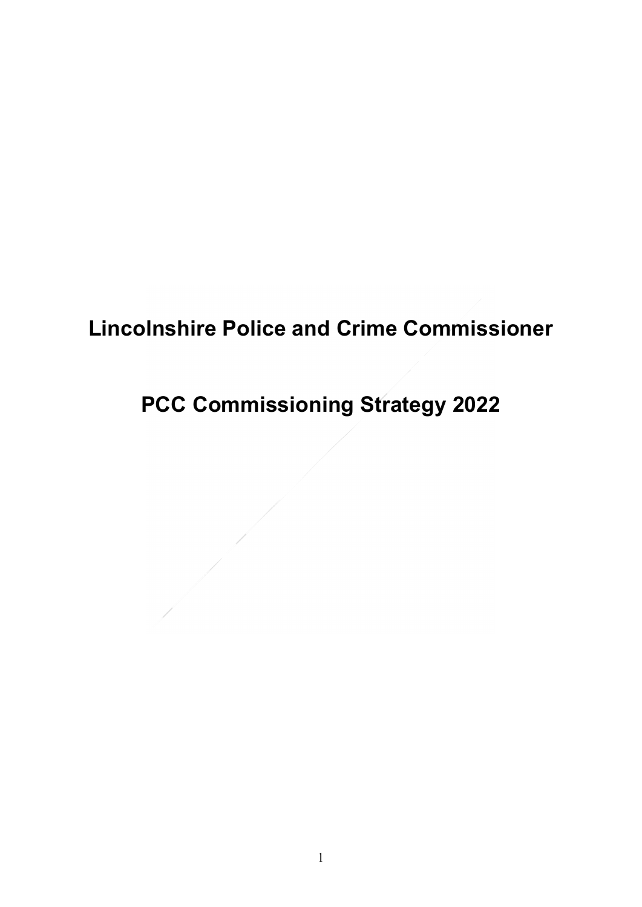# Lincolnshire Police and Crime Commissioner

# PCC Commissioning Strategy 2022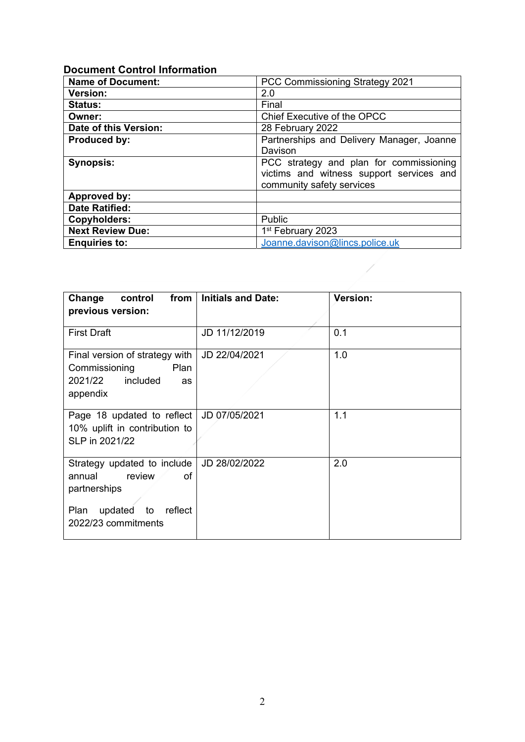## Document Control Information

| | |
|---|---|
| **Name of Document:** | PCC Commissioning Strategy 2021 |
| **Version:** | 2.0 |
| **Status:** | Final |
| **Owner:** | Chief Executive of the OPCC |
| **Date of this Version:** | 28 February 2022 |
| **Produced by:** | Partnerships and Delivery Manager, Joanne Davison |
| **Synopsis:** | PCC strategy and plan for commissioning victims and witness support services and community safety services |
| **Approved by:** | |
| **Date Ratified:** | |
| **Copyholders:** | Public |
| **Next Review Due:** | 1st February 2023 |
| **Enquiries to:** | Joanne.davison@lincs.police.uk |

| **Change control from previous version:** | **Initials and Date:** | **Version:** |
|---|---|---|
| First Draft | JD 11/12/2019 | 0.1 |
| Final version of strategy with Commissioning Plan 2021/22 included as appendix | JD 22/04/2021 | 1.0 |
| Page 18 updated to reflect 10% uplift in contribution to SLP in 2021/22 | JD 07/05/2021 | 1.1 |
| Strategy updated to include annual review of partnerships<br><br>Plan updated to reflect 2022/23 commitments | JD 28/02/2022 | 2.0 |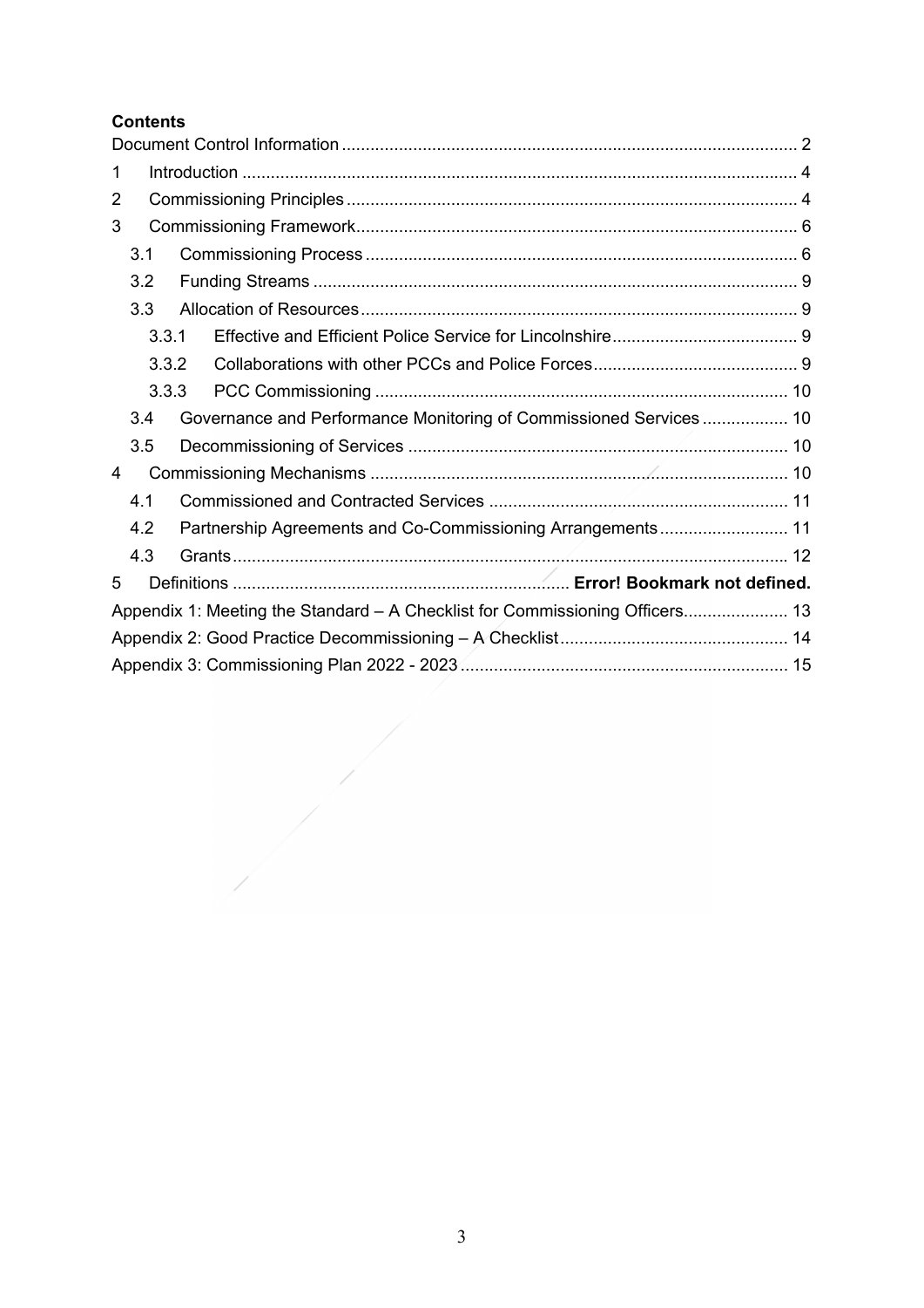**Contents**

Document Control Information ........................................................................................ 2

1 Introduction ........................................................................................................ 4

2 Commissioning Principles ................................................................................... 4

3 Commissioning Framework ................................................................................. 6

3.1 Commissioning Process ................................................................................. 6

3.2 Funding Streams ............................................................................................ 9

3.3 Allocation of Resources .................................................................................. 9

3.3.1 Effective and Efficient Police Service for Lincolnshire ................................. 9

3.3.2 Collaborations with other PCCs and Police Forces ..................................... 9

3.3.3 PCC Commissioning .................................................................................. 10

3.4 Governance and Performance Monitoring of Commissioned Services ............ 10

3.5 Decommissioning of Services ........................................................................ 10

4 Commissioning Mechanisms .............................................................................. 10

4.1 Commissioned and Contracted Services ....................................................... 11

4.2 Partnership Agreements and Co-Commissioning Arrangements ..................... 11

4.3 Grants ........................................................................................................... 12

5 Definitions ........................................................ **Error! Bookmark not defined.**

Appendix 1: Meeting the Standard – A Checklist for Commissioning Officers ................. 13

Appendix 2: Good Practice Decommissioning – A Checklist .......................................... 14

Appendix 3: Commissioning Plan 2022 - 2023 ............................................................... 15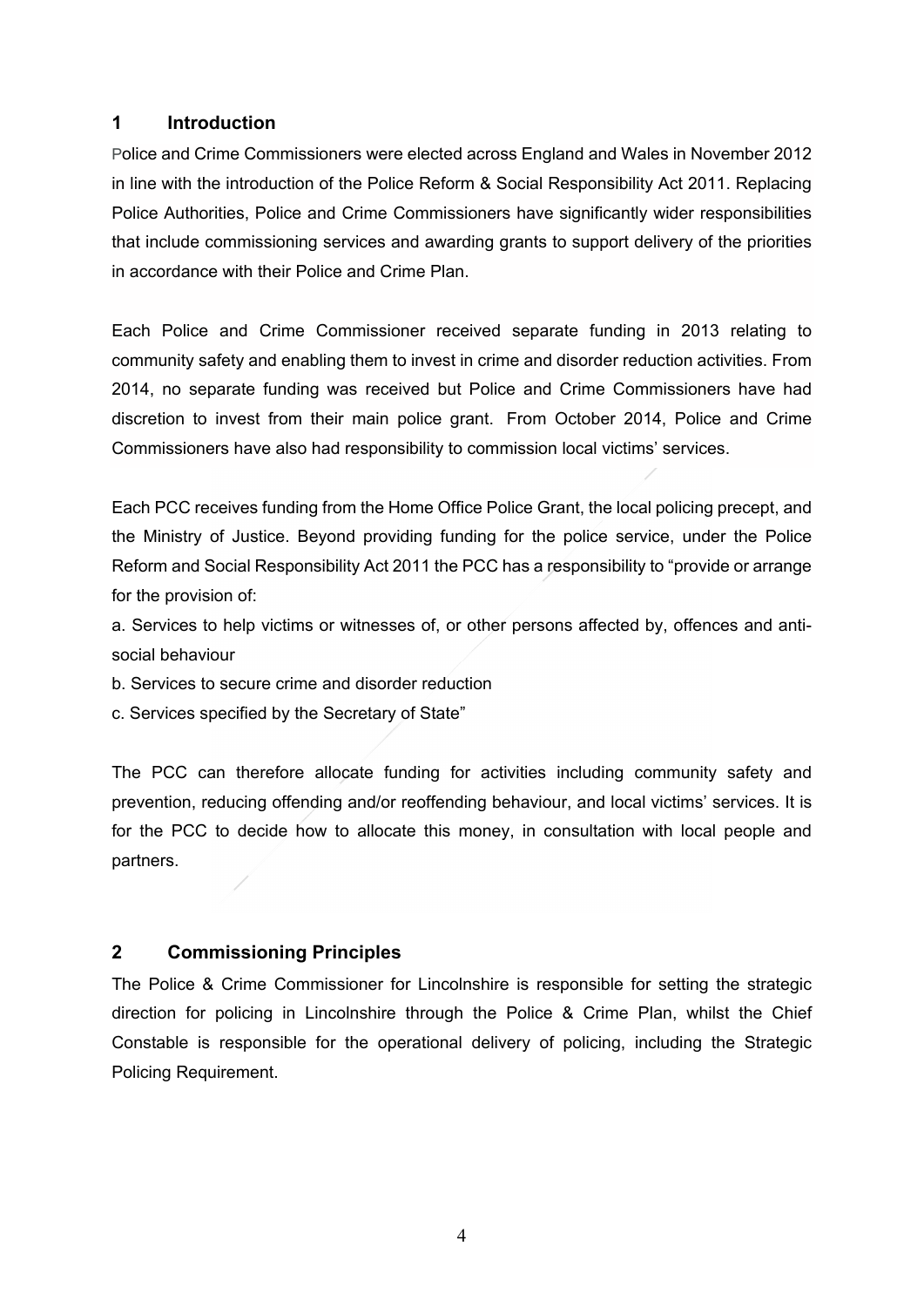## 1 Introduction

Police and Crime Commissioners were elected across England and Wales in November 2012 in line with the introduction of the Police Reform & Social Responsibility Act 2011. Replacing Police Authorities, Police and Crime Commissioners have significantly wider responsibilities that include commissioning services and awarding grants to support delivery of the priorities in accordance with their Police and Crime Plan.

Each Police and Crime Commissioner received separate funding in 2013 relating to community safety and enabling them to invest in crime and disorder reduction activities. From 2014, no separate funding was received but Police and Crime Commissioners have had discretion to invest from their main police grant. From October 2014, Police and Crime Commissioners have also had responsibility to commission local victims' services.

Each PCC receives funding from the Home Office Police Grant, the local policing precept, and the Ministry of Justice. Beyond providing funding for the police service, under the Police Reform and Social Responsibility Act 2011 the PCC has a responsibility to "provide or arrange for the provision of:

a. Services to help victims or witnesses of, or other persons affected by, offences and anti-social behaviour

b. Services to secure crime and disorder reduction

c. Services specified by the Secretary of State"

The PCC can therefore allocate funding for activities including community safety and prevention, reducing offending and/or reoffending behaviour, and local victims' services. It is for the PCC to decide how to allocate this money, in consultation with local people and partners.

## 2 Commissioning Principles

The Police & Crime Commissioner for Lincolnshire is responsible for setting the strategic direction for policing in Lincolnshire through the Police & Crime Plan, whilst the Chief Constable is responsible for the operational delivery of policing, including the Strategic Policing Requirement.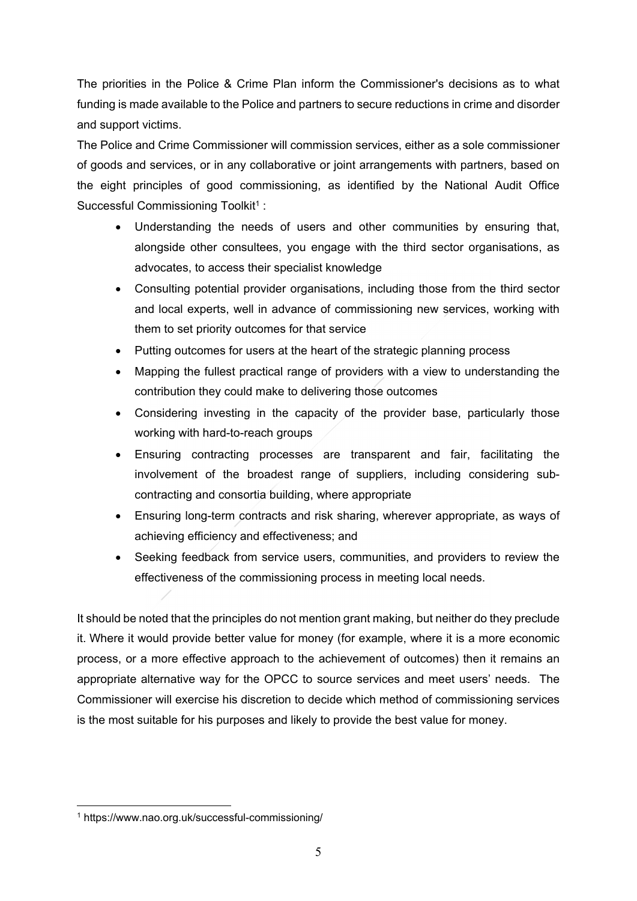The priorities in the Police & Crime Plan inform the Commissioner's decisions as to what funding is made available to the Police and partners to secure reductions in crime and disorder and support victims.

The Police and Crime Commissioner will commission services, either as a sole commissioner of goods and services, or in any collaborative or joint arrangements with partners, based on the eight principles of good commissioning, as identified by the National Audit Office Successful Commissioning Toolkit[1] :

- Understanding the needs of users and other communities by ensuring that, alongside other consultees, you engage with the third sector organisations, as advocates, to access their specialist knowledge
- Consulting potential provider organisations, including those from the third sector and local experts, well in advance of commissioning new services, working with them to set priority outcomes for that service
- Putting outcomes for users at the heart of the strategic planning process
- Mapping the fullest practical range of providers with a view to understanding the contribution they could make to delivering those outcomes
- Considering investing in the capacity of the provider base, particularly those working with hard-to-reach groups
- Ensuring contracting processes are transparent and fair, facilitating the involvement of the broadest range of suppliers, including considering sub-contracting and consortia building, where appropriate
- Ensuring long-term contracts and risk sharing, wherever appropriate, as ways of achieving efficiency and effectiveness; and
- Seeking feedback from service users, communities, and providers to review the effectiveness of the commissioning process in meeting local needs.

It should be noted that the principles do not mention grant making, but neither do they preclude it. Where it would provide better value for money (for example, where it is a more economic process, or a more effective approach to the achievement of outcomes) then it remains an appropriate alternative way for the OPCC to source services and meet users' needs. The Commissioner will exercise his discretion to decide which method of commissioning services is the most suitable for his purposes and likely to provide the best value for money.

[1] https://www.nao.org.uk/successful-commissioning/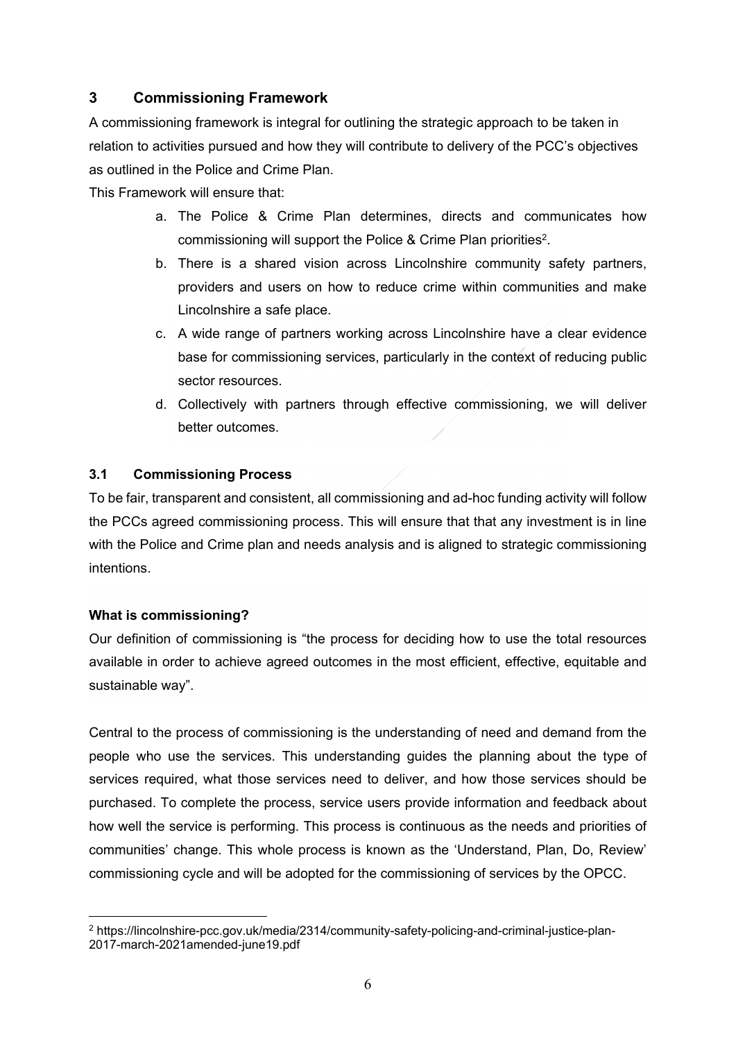## 3 Commissioning Framework

A commissioning framework is integral for outlining the strategic approach to be taken in relation to activities pursued and how they will contribute to delivery of the PCC's objectives as outlined in the Police and Crime Plan.

This Framework will ensure that:

a. The Police & Crime Plan determines, directs and communicates how commissioning will support the Police & Crime Plan priorities[2].
b. There is a shared vision across Lincolnshire community safety partners, providers and users on how to reduce crime within communities and make Lincolnshire a safe place.
c. A wide range of partners working across Lincolnshire have a clear evidence base for commissioning services, particularly in the context of reducing public sector resources.
d. Collectively with partners through effective commissioning, we will deliver better outcomes.

### 3.1 Commissioning Process

To be fair, transparent and consistent, all commissioning and ad-hoc funding activity will follow the PCCs agreed commissioning process. This will ensure that that any investment is in line with the Police and Crime plan and needs analysis and is aligned to strategic commissioning intentions.

**What is commissioning?**

Our definition of commissioning is "the process for deciding how to use the total resources available in order to achieve agreed outcomes in the most efficient, effective, equitable and sustainable way".

Central to the process of commissioning is the understanding of need and demand from the people who use the services. This understanding guides the planning about the type of services required, what those services need to deliver, and how those services should be purchased. To complete the process, service users provide information and feedback about how well the service is performing. This process is continuous as the needs and priorities of communities' change. This whole process is known as the 'Understand, Plan, Do, Review' commissioning cycle and will be adopted for the commissioning of services by the OPCC.

[2] https://lincolnshire-pcc.gov.uk/media/2314/community-safety-policing-and-criminal-justice-plan-2017-march-2021amended-june19.pdf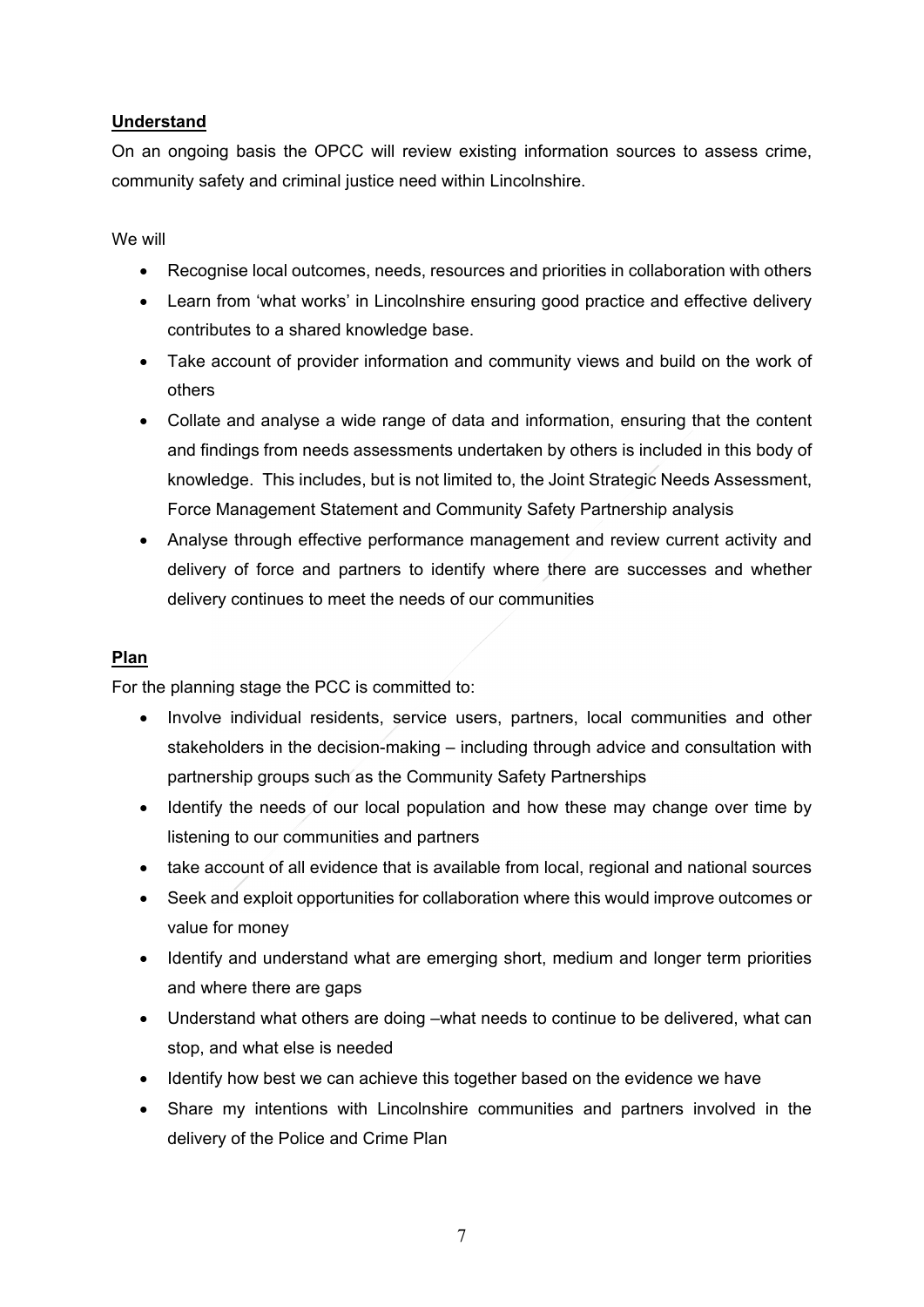**Understand**

On an ongoing basis the OPCC will review existing information sources to assess crime, community safety and criminal justice need within Lincolnshire.

We will

- Recognise local outcomes, needs, resources and priorities in collaboration with others
- Learn from 'what works' in Lincolnshire ensuring good practice and effective delivery contributes to a shared knowledge base.
- Take account of provider information and community views and build on the work of others
- Collate and analyse a wide range of data and information, ensuring that the content and findings from needs assessments undertaken by others is included in this body of knowledge. This includes, but is not limited to, the Joint Strategic Needs Assessment, Force Management Statement and Community Safety Partnership analysis
- Analyse through effective performance management and review current activity and delivery of force and partners to identify where there are successes and whether delivery continues to meet the needs of our communities

**Plan**

For the planning stage the PCC is committed to:

- Involve individual residents, service users, partners, local communities and other stakeholders in the decision-making – including through advice and consultation with partnership groups such as the Community Safety Partnerships
- Identify the needs of our local population and how these may change over time by listening to our communities and partners
- take account of all evidence that is available from local, regional and national sources
- Seek and exploit opportunities for collaboration where this would improve outcomes or value for money
- Identify and understand what are emerging short, medium and longer term priorities and where there are gaps
- Understand what others are doing –what needs to continue to be delivered, what can stop, and what else is needed
- Identify how best we can achieve this together based on the evidence we have
- Share my intentions with Lincolnshire communities and partners involved in the delivery of the Police and Crime Plan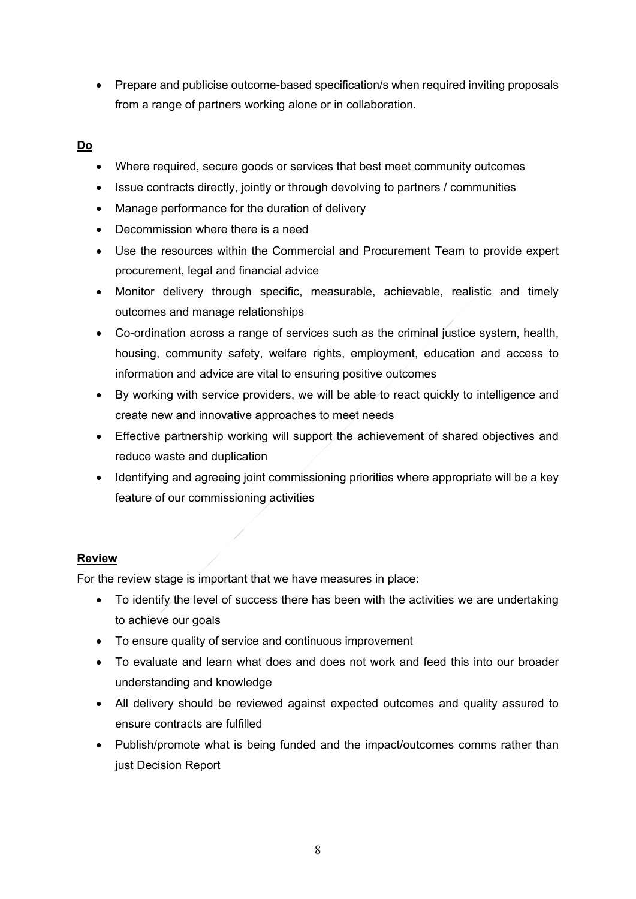- Prepare and publicise outcome-based specification/s when required inviting proposals from a range of partners working alone or in collaboration.

**<u>Do</u>**

- Where required, secure goods or services that best meet community outcomes
- Issue contracts directly, jointly or through devolving to partners / communities
- Manage performance for the duration of delivery
- Decommission where there is a need
- Use the resources within the Commercial and Procurement Team to provide expert procurement, legal and financial advice
- Monitor delivery through specific, measurable, achievable, realistic and timely outcomes and manage relationships
- Co-ordination across a range of services such as the criminal justice system, health, housing, community safety, welfare rights, employment, education and access to information and advice are vital to ensuring positive outcomes
- By working with service providers, we will be able to react quickly to intelligence and create new and innovative approaches to meet needs
- Effective partnership working will support the achievement of shared objectives and reduce waste and duplication
- Identifying and agreeing joint commissioning priorities where appropriate will be a key feature of our commissioning activities

**<u>Review</u>**

For the review stage is important that we have measures in place:

- To identify the level of success there has been with the activities we are undertaking to achieve our goals
- To ensure quality of service and continuous improvement
- To evaluate and learn what does and does not work and feed this into our broader understanding and knowledge
- All delivery should be reviewed against expected outcomes and quality assured to ensure contracts are fulfilled
- Publish/promote what is being funded and the impact/outcomes comms rather than just Decision Report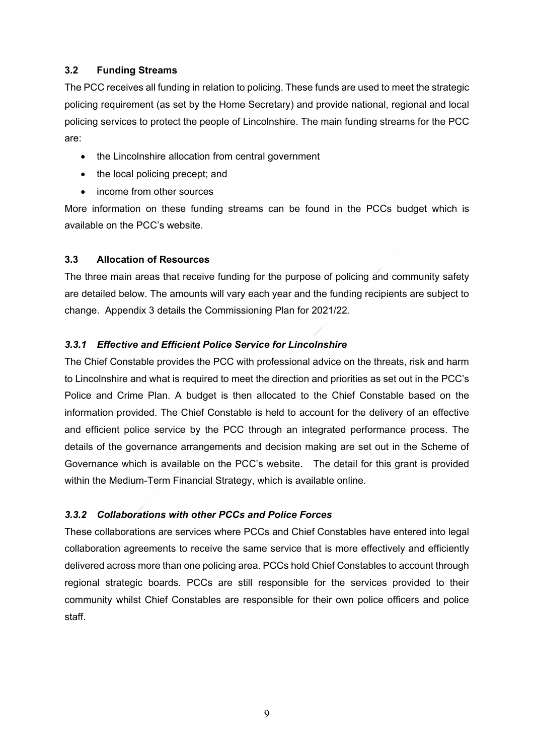### 3.2 Funding Streams

The PCC receives all funding in relation to policing. These funds are used to meet the strategic policing requirement (as set by the Home Secretary) and provide national, regional and local policing services to protect the people of Lincolnshire. The main funding streams for the PCC are:

- the Lincolnshire allocation from central government
- the local policing precept; and
- income from other sources

More information on these funding streams can be found in the PCCs budget which is available on the PCC's website.

### 3.3 Allocation of Resources

The three main areas that receive funding for the purpose of policing and community safety are detailed below. The amounts will vary each year and the funding recipients are subject to change. Appendix 3 details the Commissioning Plan for 2021/22.

#### *3.3.1 Effective and Efficient Police Service for Lincolnshire*

The Chief Constable provides the PCC with professional advice on the threats, risk and harm to Lincolnshire and what is required to meet the direction and priorities as set out in the PCC's Police and Crime Plan. A budget is then allocated to the Chief Constable based on the information provided. The Chief Constable is held to account for the delivery of an effective and efficient police service by the PCC through an integrated performance process. The details of the governance arrangements and decision making are set out in the Scheme of Governance which is available on the PCC's website. The detail for this grant is provided within the Medium-Term Financial Strategy, which is available online.

#### *3.3.2 Collaborations with other PCCs and Police Forces*

These collaborations are services where PCCs and Chief Constables have entered into legal collaboration agreements to receive the same service that is more effectively and efficiently delivered across more than one policing area. PCCs hold Chief Constables to account through regional strategic boards. PCCs are still responsible for the services provided to their community whilst Chief Constables are responsible for their own police officers and police staff.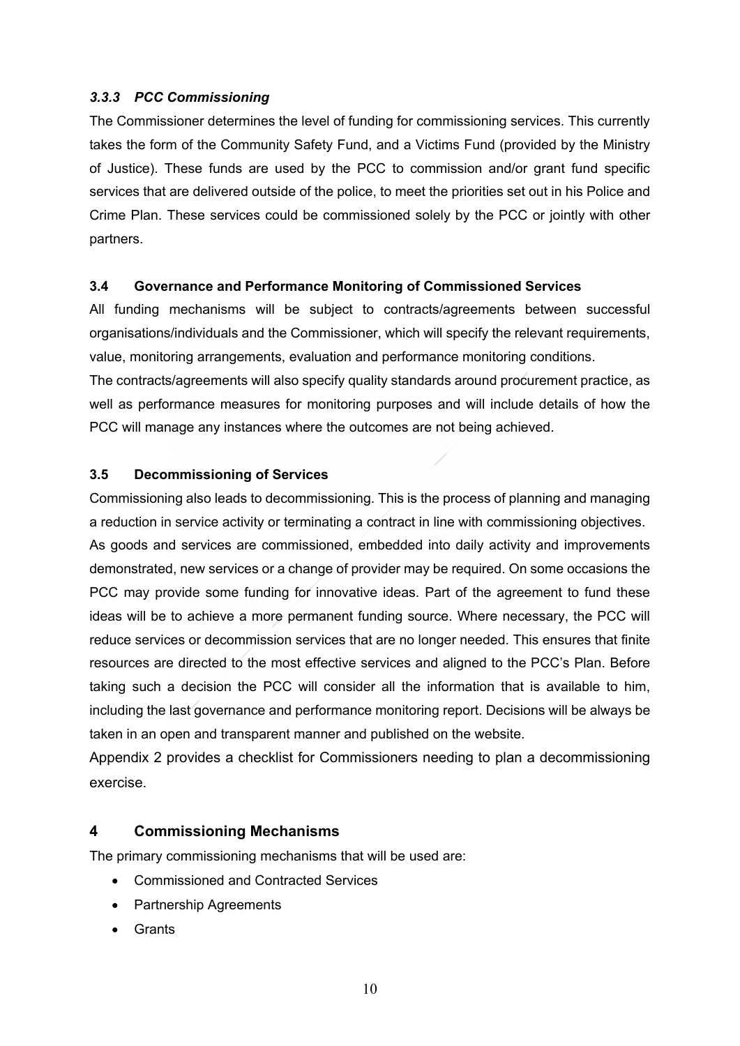### *3.3.3 PCC Commissioning*

The Commissioner determines the level of funding for commissioning services. This currently takes the form of the Community Safety Fund, and a Victims Fund (provided by the Ministry of Justice). These funds are used by the PCC to commission and/or grant fund specific services that are delivered outside of the police, to meet the priorities set out in his Police and Crime Plan. These services could be commissioned solely by the PCC or jointly with other partners.

### 3.4 Governance and Performance Monitoring of Commissioned Services

All funding mechanisms will be subject to contracts/agreements between successful organisations/individuals and the Commissioner, which will specify the relevant requirements, value, monitoring arrangements, evaluation and performance monitoring conditions.

The contracts/agreements will also specify quality standards around procurement practice, as well as performance measures for monitoring purposes and will include details of how the PCC will manage any instances where the outcomes are not being achieved.

### 3.5 Decommissioning of Services

Commissioning also leads to decommissioning. This is the process of planning and managing a reduction in service activity or terminating a contract in line with commissioning objectives.

As goods and services are commissioned, embedded into daily activity and improvements demonstrated, new services or a change of provider may be required. On some occasions the PCC may provide some funding for innovative ideas. Part of the agreement to fund these ideas will be to achieve a more permanent funding source. Where necessary, the PCC will reduce services or decommission services that are no longer needed. This ensures that finite resources are directed to the most effective services and aligned to the PCC's Plan. Before taking such a decision the PCC will consider all the information that is available to him, including the last governance and performance monitoring report. Decisions will be always be taken in an open and transparent manner and published on the website.

Appendix 2 provides a checklist for Commissioners needing to plan a decommissioning exercise.

## 4 Commissioning Mechanisms

The primary commissioning mechanisms that will be used are:

- Commissioned and Contracted Services
- Partnership Agreements
- Grants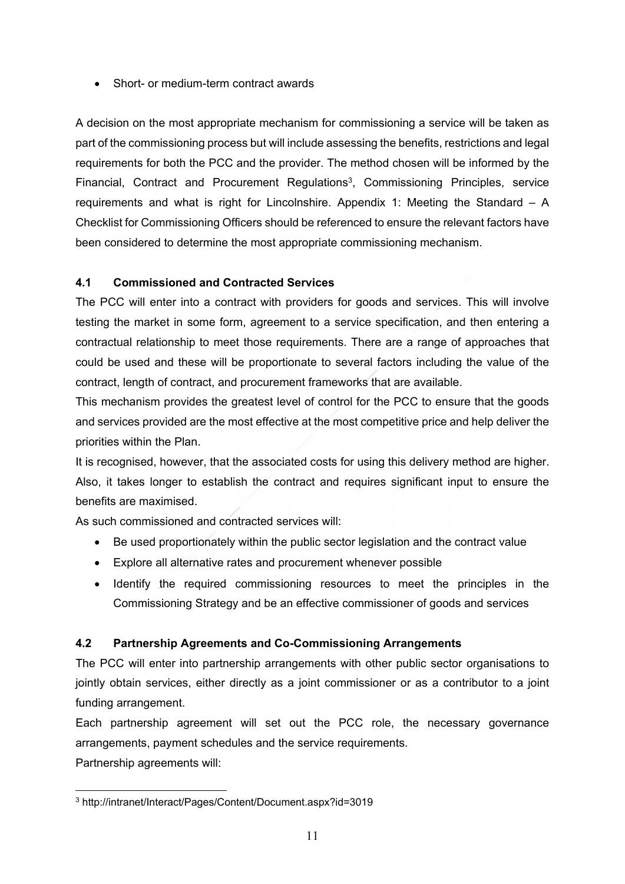- Short- or medium-term contract awards

A decision on the most appropriate mechanism for commissioning a service will be taken as part of the commissioning process but will include assessing the benefits, restrictions and legal requirements for both the PCC and the provider. The method chosen will be informed by the Financial, Contract and Procurement Regulations[3], Commissioning Principles, service requirements and what is right for Lincolnshire. Appendix 1: Meeting the Standard – A Checklist for Commissioning Officers should be referenced to ensure the relevant factors have been considered to determine the most appropriate commissioning mechanism.

### 4.1 Commissioned and Contracted Services

The PCC will enter into a contract with providers for goods and services. This will involve testing the market in some form, agreement to a service specification, and then entering a contractual relationship to meet those requirements. There are a range of approaches that could be used and these will be proportionate to several factors including the value of the contract, length of contract, and procurement frameworks that are available.

This mechanism provides the greatest level of control for the PCC to ensure that the goods and services provided are the most effective at the most competitive price and help deliver the priorities within the Plan.

It is recognised, however, that the associated costs for using this delivery method are higher. Also, it takes longer to establish the contract and requires significant input to ensure the benefits are maximised.

As such commissioned and contracted services will:

- Be used proportionately within the public sector legislation and the contract value
- Explore all alternative rates and procurement whenever possible
- Identify the required commissioning resources to meet the principles in the Commissioning Strategy and be an effective commissioner of goods and services

### 4.2 Partnership Agreements and Co-Commissioning Arrangements

The PCC will enter into partnership arrangements with other public sector organisations to jointly obtain services, either directly as a joint commissioner or as a contributor to a joint funding arrangement.

Each partnership agreement will set out the PCC role, the necessary governance arrangements, payment schedules and the service requirements.

Partnership agreements will:

[3] http://intranet/Interact/Pages/Content/Document.aspx?id=3019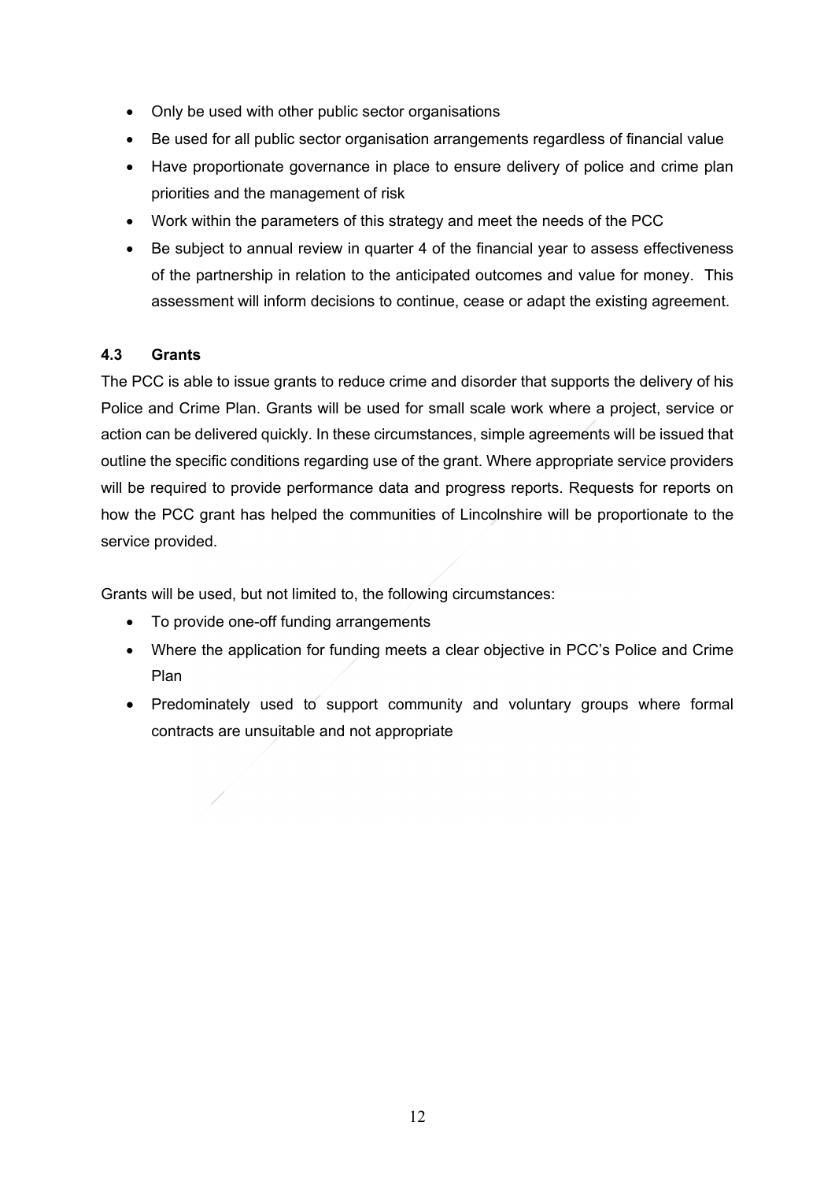- Only be used with other public sector organisations
- Be used for all public sector organisation arrangements regardless of financial value
- Have proportionate governance in place to ensure delivery of police and crime plan priorities and the management of risk
- Work within the parameters of this strategy and meet the needs of the PCC
- Be subject to annual review in quarter 4 of the financial year to assess effectiveness of the partnership in relation to the anticipated outcomes and value for money. This assessment will inform decisions to continue, cease or adapt the existing agreement.

### 4.3 Grants

The PCC is able to issue grants to reduce crime and disorder that supports the delivery of his Police and Crime Plan. Grants will be used for small scale work where a project, service or action can be delivered quickly. In these circumstances, simple agreements will be issued that outline the specific conditions regarding use of the grant. Where appropriate service providers will be required to provide performance data and progress reports. Requests for reports on how the PCC grant has helped the communities of Lincolnshire will be proportionate to the service provided.

Grants will be used, but not limited to, the following circumstances:

- To provide one-off funding arrangements
- Where the application for funding meets a clear objective in PCC's Police and Crime Plan
- Predominately used to support community and voluntary groups where formal contracts are unsuitable and not appropriate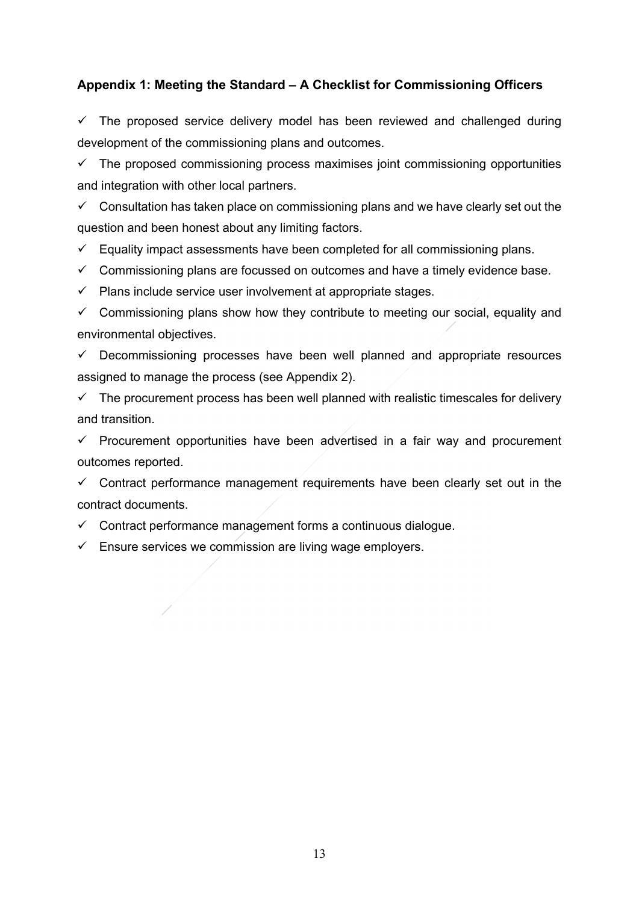## Appendix 1: Meeting the Standard – A Checklist for Commissioning Officers

- ✓ The proposed service delivery model has been reviewed and challenged during development of the commissioning plans and outcomes.
- ✓ The proposed commissioning process maximises joint commissioning opportunities and integration with other local partners.
- ✓ Consultation has taken place on commissioning plans and we have clearly set out the question and been honest about any limiting factors.
- ✓ Equality impact assessments have been completed for all commissioning plans.
- ✓ Commissioning plans are focussed on outcomes and have a timely evidence base.
- ✓ Plans include service user involvement at appropriate stages.
- ✓ Commissioning plans show how they contribute to meeting our social, equality and environmental objectives.
- ✓ Decommissioning processes have been well planned and appropriate resources assigned to manage the process (see Appendix 2).
- ✓ The procurement process has been well planned with realistic timescales for delivery and transition.
- ✓ Procurement opportunities have been advertised in a fair way and procurement outcomes reported.
- ✓ Contract performance management requirements have been clearly set out in the contract documents.
- ✓ Contract performance management forms a continuous dialogue.
- ✓ Ensure services we commission are living wage employers.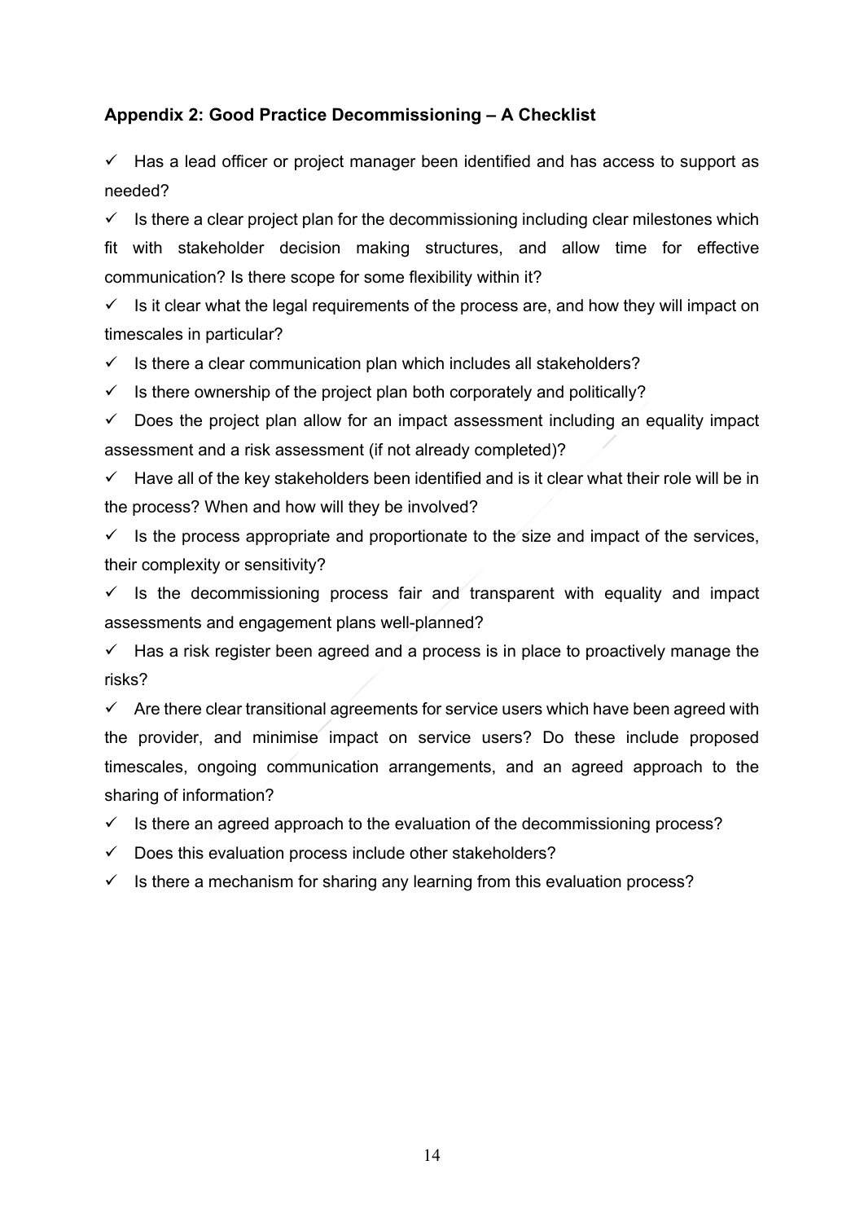**Appendix 2: Good Practice Decommissioning – A Checklist**

- ✓ Has a lead officer or project manager been identified and has access to support as needed?
- ✓ Is there a clear project plan for the decommissioning including clear milestones which fit with stakeholder decision making structures, and allow time for effective communication? Is there scope for some flexibility within it?
- ✓ Is it clear what the legal requirements of the process are, and how they will impact on timescales in particular?
- ✓ Is there a clear communication plan which includes all stakeholders?
- ✓ Is there ownership of the project plan both corporately and politically?
- ✓ Does the project plan allow for an impact assessment including an equality impact assessment and a risk assessment (if not already completed)?
- ✓ Have all of the key stakeholders been identified and is it clear what their role will be in the process? When and how will they be involved?
- ✓ Is the process appropriate and proportionate to the size and impact of the services, their complexity or sensitivity?
- ✓ Is the decommissioning process fair and transparent with equality and impact assessments and engagement plans well-planned?
- ✓ Has a risk register been agreed and a process is in place to proactively manage the risks?
- ✓ Are there clear transitional agreements for service users which have been agreed with the provider, and minimise impact on service users? Do these include proposed timescales, ongoing communication arrangements, and an agreed approach to the sharing of information?
- ✓ Is there an agreed approach to the evaluation of the decommissioning process?
- ✓ Does this evaluation process include other stakeholders?
- ✓ Is there a mechanism for sharing any learning from this evaluation process?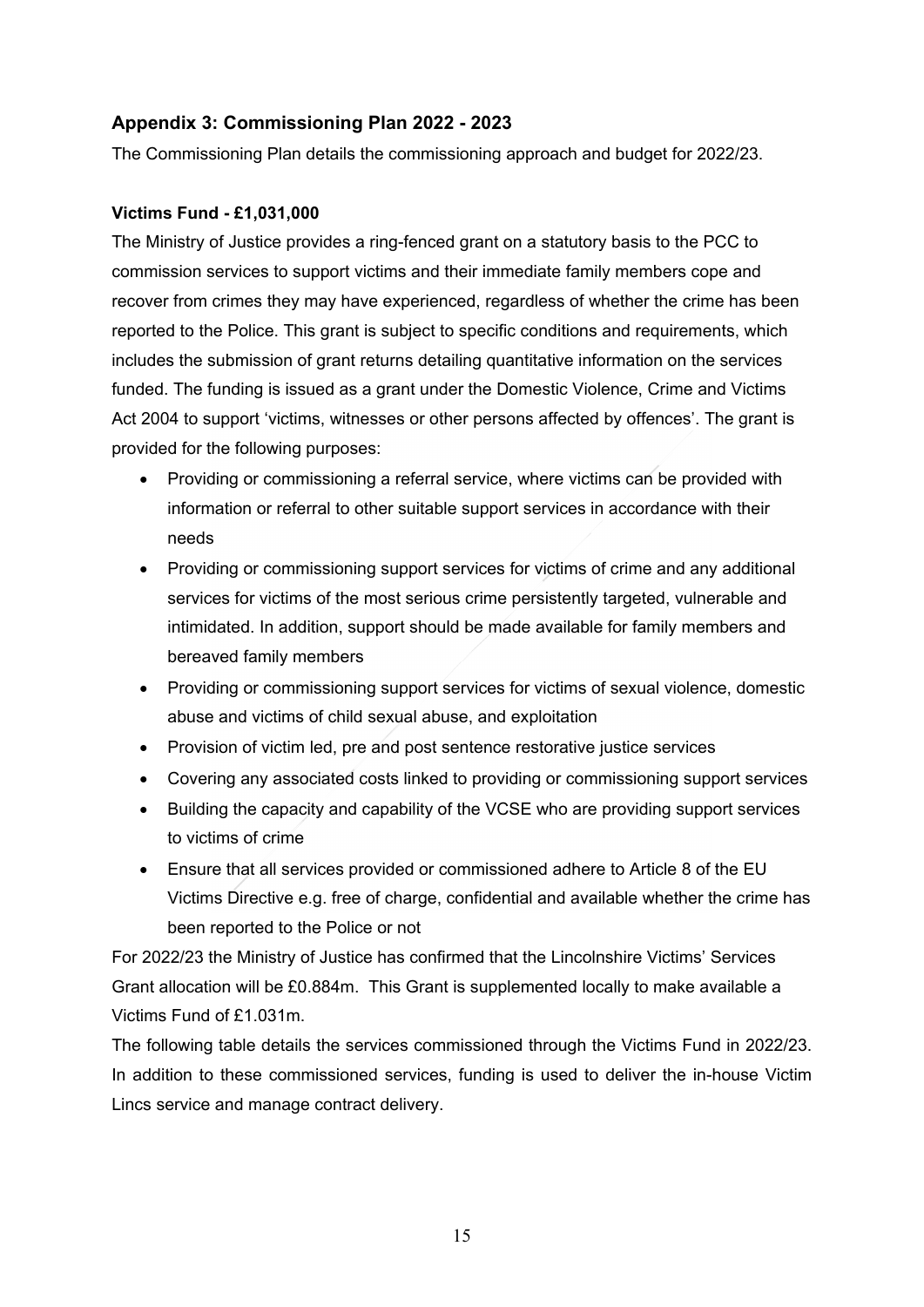## Appendix 3: Commissioning Plan 2022 - 2023

The Commissioning Plan details the commissioning approach and budget for 2022/23.

**Victims Fund - £1,031,000**

The Ministry of Justice provides a ring-fenced grant on a statutory basis to the PCC to commission services to support victims and their immediate family members cope and recover from crimes they may have experienced, regardless of whether the crime has been reported to the Police. This grant is subject to specific conditions and requirements, which includes the submission of grant returns detailing quantitative information on the services funded. The funding is issued as a grant under the Domestic Violence, Crime and Victims Act 2004 to support 'victims, witnesses or other persons affected by offences'. The grant is provided for the following purposes:

- Providing or commissioning a referral service, where victims can be provided with information or referral to other suitable support services in accordance with their needs
- Providing or commissioning support services for victims of crime and any additional services for victims of the most serious crime persistently targeted, vulnerable and intimidated. In addition, support should be made available for family members and bereaved family members
- Providing or commissioning support services for victims of sexual violence, domestic abuse and victims of child sexual abuse, and exploitation
- Provision of victim led, pre and post sentence restorative justice services
- Covering any associated costs linked to providing or commissioning support services
- Building the capacity and capability of the VCSE who are providing support services to victims of crime
- Ensure that all services provided or commissioned adhere to Article 8 of the EU Victims Directive e.g. free of charge, confidential and available whether the crime has been reported to the Police or not

For 2022/23 the Ministry of Justice has confirmed that the Lincolnshire Victims' Services Grant allocation will be £0.884m. This Grant is supplemented locally to make available a Victims Fund of £1.031m.

The following table details the services commissioned through the Victims Fund in 2022/23. In addition to these commissioned services, funding is used to deliver the in-house Victim Lincs service and manage contract delivery.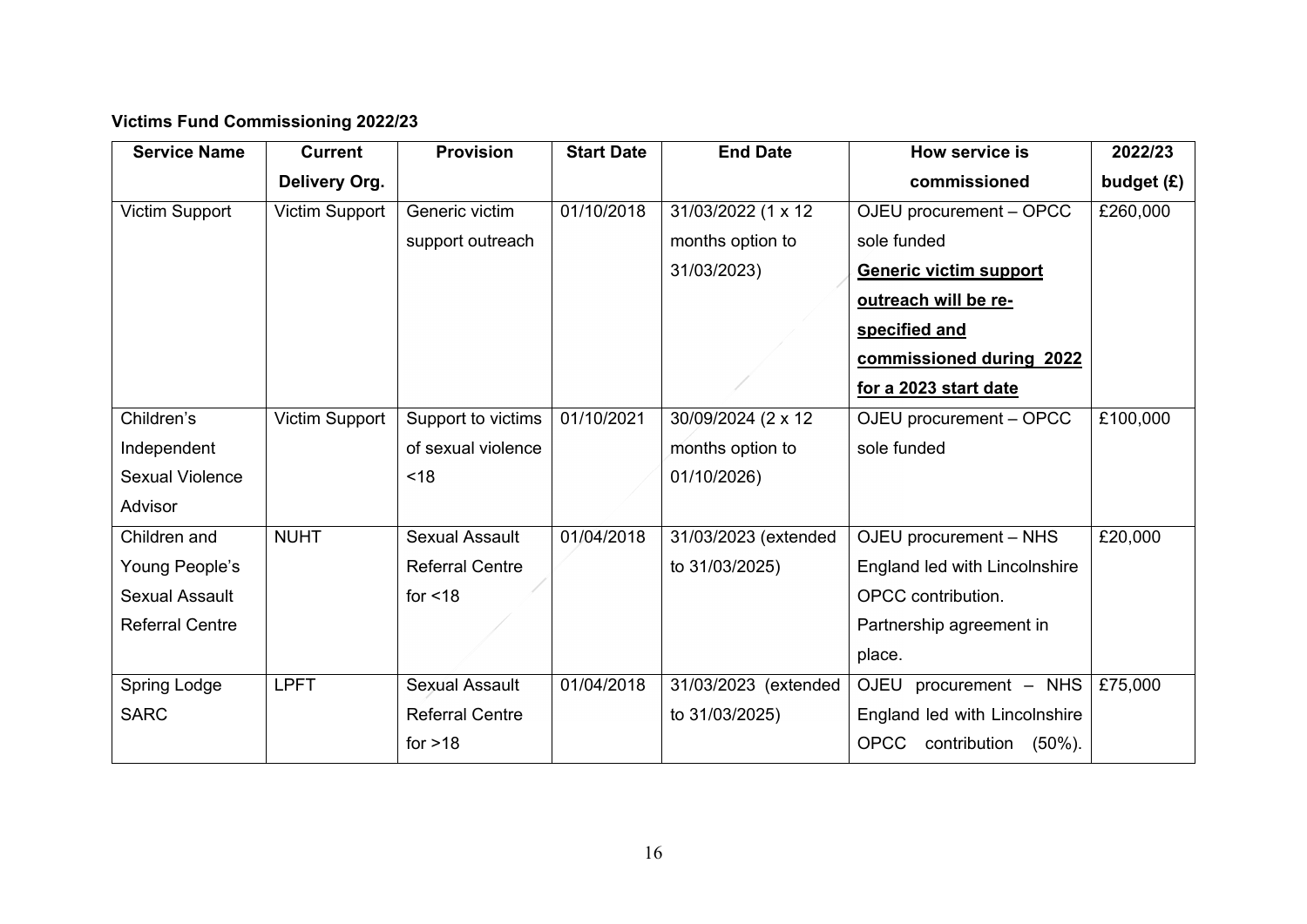**Victims Fund Commissioning 2022/23**

| Service Name | Current Delivery Org. | Provision | Start Date | End Date | How service is commissioned | 2022/23 budget (£) |
|---|---|---|---|---|---|---|
| Victim Support | Victim Support | Generic victim support outreach | 01/10/2018 | 31/03/2022 (1 x 12 months option to 31/03/2023) | OJEU procurement – OPCC sole funded **Generic victim support outreach will be re-specified and commissioned during 2022 for a 2023 start date** | £260,000 |
| Children's Independent Sexual Violence Advisor | Victim Support | Support to victims of sexual violence <18 | 01/10/2021 | 30/09/2024 (2 x 12 months option to 01/10/2026) | OJEU procurement – OPCC sole funded | £100,000 |
| Children and Young People's Sexual Assault Referral Centre | NUHT | Sexual Assault Referral Centre for <18 | 01/04/2018 | 31/03/2023 (extended to 31/03/2025) | OJEU procurement – NHS England led with Lincolnshire OPCC contribution. Partnership agreement in place. | £20,000 |
| Spring Lodge SARC | LPFT | Sexual Assault Referral Centre for >18 | 01/04/2018 | 31/03/2023 (extended to 31/03/2025) | OJEU procurement – NHS England led with Lincolnshire OPCC contribution (50%). | £75,000 |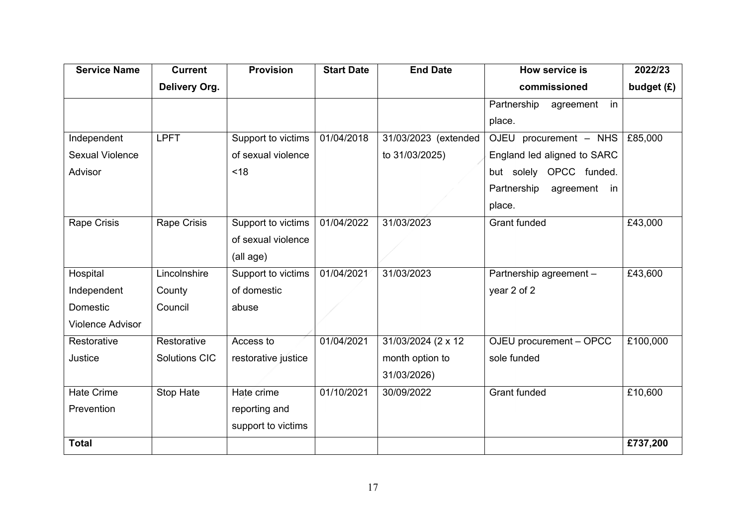| Service Name | Current Delivery Org. | Provision | Start Date | End Date | How service is commissioned | 2022/23 budget (£) |
|---|---|---|---|---|---|---|
| | | | | | Partnership agreement in place. | |
| Independent Sexual Violence Advisor | LPFT | Support to victims of sexual violence <18 | 01/04/2018 | 31/03/2023 (extended to 31/03/2025) | OJEU procurement – NHS England led aligned to SARC but solely OPCC funded. Partnership agreement in place. | £85,000 |
| Rape Crisis | Rape Crisis | Support to victims of sexual violence (all age) | 01/04/2022 | 31/03/2023 | Grant funded | £43,000 |
| Hospital Independent Domestic Violence Advisor | Lincolnshire County Council | Support to victims of domestic abuse | 01/04/2021 | 31/03/2023 | Partnership agreement – year 2 of 2 | £43,600 |
| Restorative Justice | Restorative Solutions CIC | Access to restorative justice | 01/04/2021 | 31/03/2024 (2 x 12 month option to 31/03/2026) | OJEU procurement – OPCC sole funded | £100,000 |
| Hate Crime Prevention | Stop Hate | Hate crime reporting and support to victims | 01/10/2021 | 30/09/2022 | Grant funded | £10,600 |
| **Total** | | | | | | **£737,200** |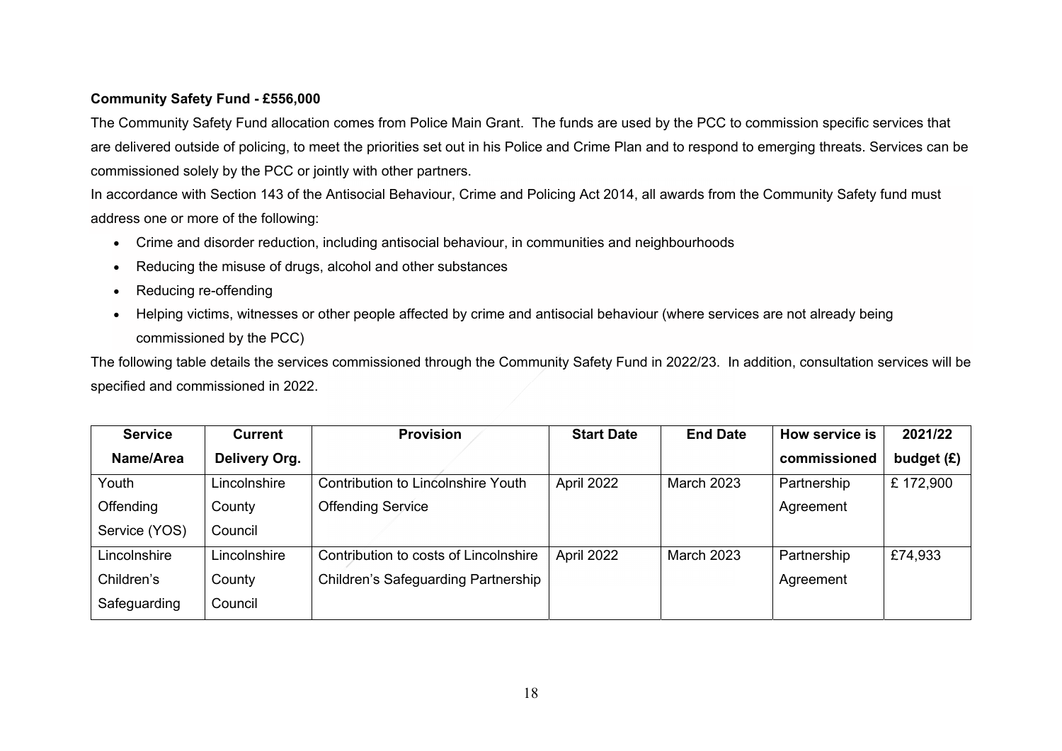**Community Safety Fund - £556,000**

The Community Safety Fund allocation comes from Police Main Grant. The funds are used by the PCC to commission specific services that are delivered outside of policing, to meet the priorities set out in his Police and Crime Plan and to respond to emerging threats. Services can be commissioned solely by the PCC or jointly with other partners.

In accordance with Section 143 of the Antisocial Behaviour, Crime and Policing Act 2014, all awards from the Community Safety fund must address one or more of the following:

- Crime and disorder reduction, including antisocial behaviour, in communities and neighbourhoods
- Reducing the misuse of drugs, alcohol and other substances
- Reducing re-offending
- Helping victims, witnesses or other people affected by crime and antisocial behaviour (where services are not already being commissioned by the PCC)

The following table details the services commissioned through the Community Safety Fund in 2022/23. In addition, consultation services will be specified and commissioned in 2022.

| Service Name/Area | Current Delivery Org. | Provision | Start Date | End Date | How service is commissioned | 2021/22 budget (£) |
|---|---|---|---|---|---|---|
| Youth Offending Service (YOS) | Lincolnshire County Council | Contribution to Lincolnshire Youth Offending Service | April 2022 | March 2023 | Partnership Agreement | £ 172,900 |
| Lincolnshire Children's Safeguarding | Lincolnshire County Council | Contribution to costs of Lincolnshire Children's Safeguarding Partnership | April 2022 | March 2023 | Partnership Agreement | £74,933 |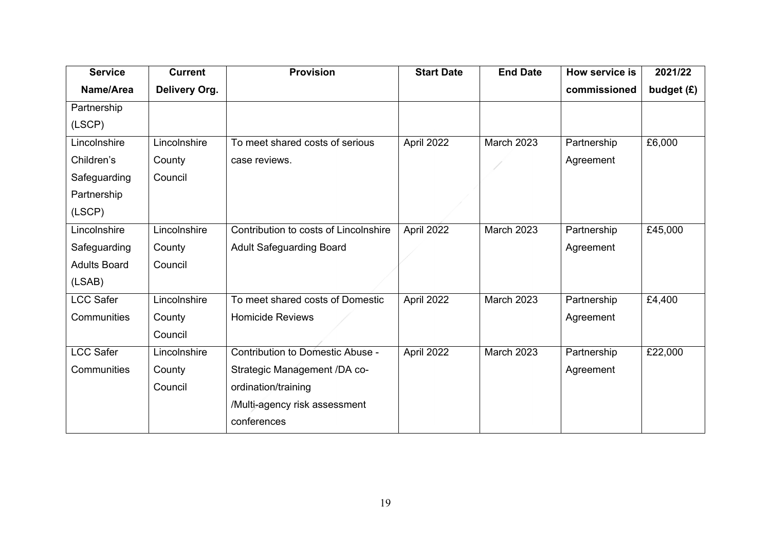| Service Name/Area | Current Delivery Org. | Provision | Start Date | End Date | How service is commissioned | 2021/22 budget (£) |
|---|---|---|---|---|---|---|
| Partnership (LSCP) | | | | | | |
| Lincolnshire Children's Safeguarding Partnership (LSCP) | Lincolnshire County Council | To meet shared costs of serious case reviews. | April 2022 | March 2023 | Partnership Agreement | £6,000 |
| Lincolnshire Safeguarding Adults Board (LSAB) | Lincolnshire County Council | Contribution to costs of Lincolnshire Adult Safeguarding Board | April 2022 | March 2023 | Partnership Agreement | £45,000 |
| LCC Safer Communities | Lincolnshire County Council | To meet shared costs of Domestic Homicide Reviews | April 2022 | March 2023 | Partnership Agreement | £4,400 |
| LCC Safer Communities | Lincolnshire County Council | Contribution to Domestic Abuse - Strategic Management /DA co-ordination/training /Multi-agency risk assessment conferences | April 2022 | March 2023 | Partnership Agreement | £22,000 |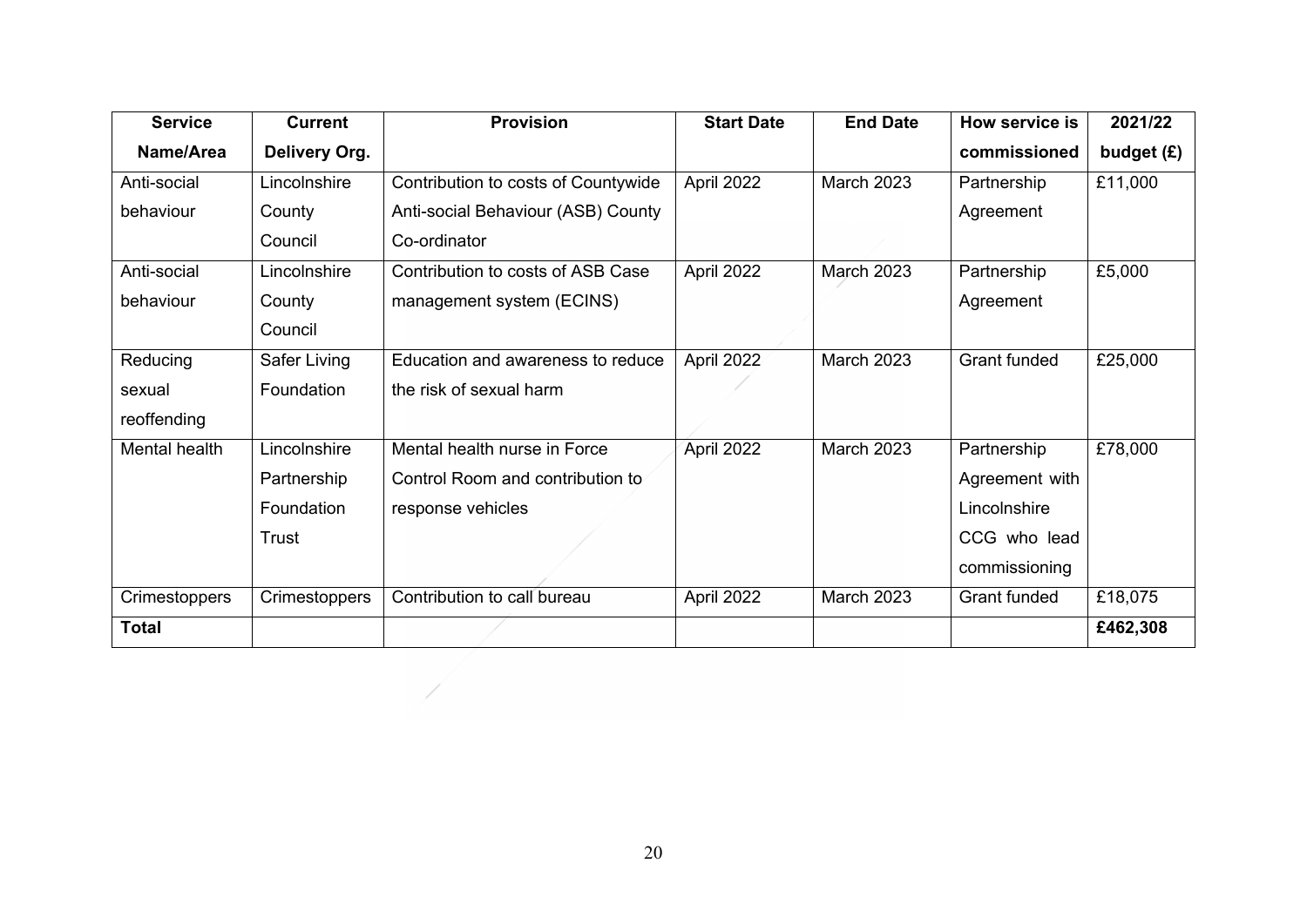| Service Name/Area | Current Delivery Org. | Provision | Start Date | End Date | How service is commissioned | 2021/22 budget (£) |
|---|---|---|---|---|---|---|
| Anti-social behaviour | Lincolnshire County Council | Contribution to costs of Countywide Anti-social Behaviour (ASB) County Co-ordinator | April 2022 | March 2023 | Partnership Agreement | £11,000 |
| Anti-social behaviour | Lincolnshire County Council | Contribution to costs of ASB Case management system (ECINS) | April 2022 | March 2023 | Partnership Agreement | £5,000 |
| Reducing sexual reoffending | Safer Living Foundation | Education and awareness to reduce the risk of sexual harm | April 2022 | March 2023 | Grant funded | £25,000 |
| Mental health | Lincolnshire Partnership Foundation Trust | Mental health nurse in Force Control Room and contribution to response vehicles | April 2022 | March 2023 | Partnership Agreement with Lincolnshire CCG who lead commissioning | £78,000 |
| Crimestoppers | Crimestoppers | Contribution to call bureau | April 2022 | March 2023 | Grant funded | £18,075 |
| **Total** | | | | | | **£462,308** |